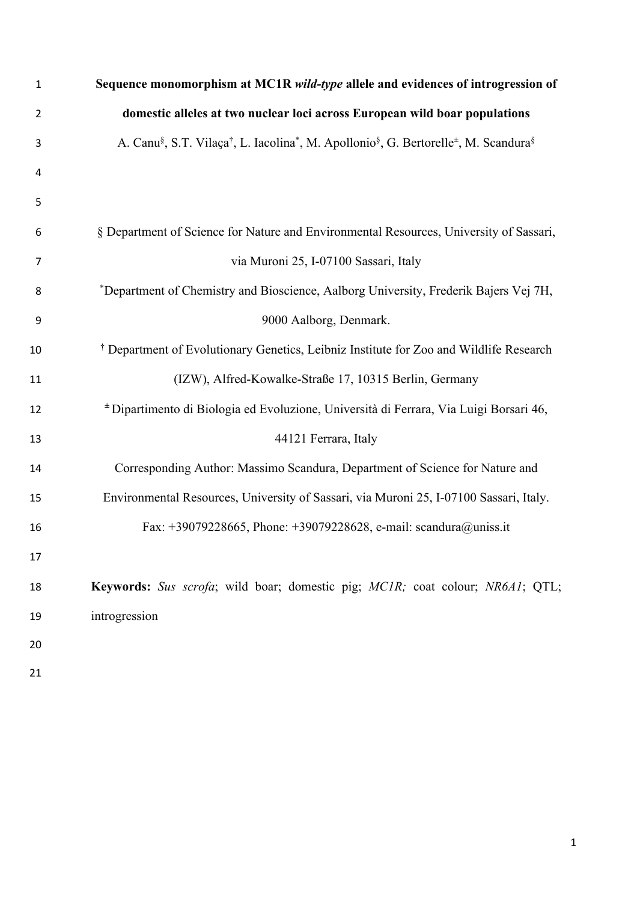# Sequence monomorphism at MC1R *wild-type* allele and evidences of introgression of domestic alleles at two nuclear loci across European wild boar populations

A. Canu[§], S.T. Vilaça[†], L. Iacolina[*], M. Apollonio[§], G. Bertorelle[±], M. Scandura[§]

[§] Department of Science for Nature and Environmental Resources, University of Sassari, via Muroni 25, I-07100 Sassari, Italy

[*] Department of Chemistry and Bioscience, Aalborg University, Frederik Bajers Vej 7H, 9000 Aalborg, Denmark.

[†] Department of Evolutionary Genetics, Leibniz Institute for Zoo and Wildlife Research (IZW), Alfred-Kowalke-Straße 17, 10315 Berlin, Germany

[±] Dipartimento di Biologia ed Evoluzione, Università di Ferrara, Via Luigi Borsari 46, 44121 Ferrara, Italy

Corresponding Author: Massimo Scandura, Department of Science for Nature and Environmental Resources, University of Sassari, via Muroni 25, I-07100 Sassari, Italy. Fax: +39079228665, Phone: +39079228628, e-mail: scandura@uniss.it

**Keywords:** *Sus scrofa*; wild boar; domestic pig; *MC1R;* coat colour; *NR6A1*; QTL; introgression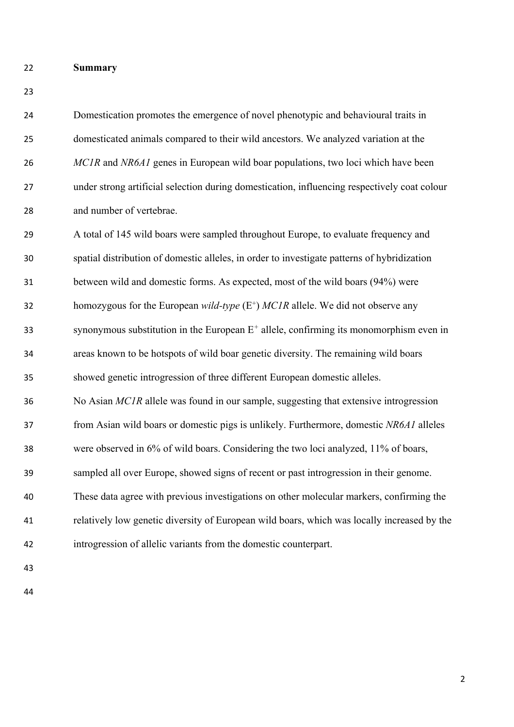## Summary

Domestication promotes the emergence of novel phenotypic and behavioural traits in domesticated animals compared to their wild ancestors. We analyzed variation at the *MC1R* and *NR6A1* genes in European wild boar populations, two loci which have been under strong artificial selection during domestication, influencing respectively coat colour and number of vertebrae.

A total of 145 wild boars were sampled throughout Europe, to evaluate frequency and spatial distribution of domestic alleles, in order to investigate patterns of hybridization between wild and domestic forms. As expected, most of the wild boars (94%) were homozygous for the European *wild-type* ($E^+$) *MC1R* allele. We did not observe any synonymous substitution in the European $E^+$ allele, confirming its monomorphism even in areas known to be hotspots of wild boar genetic diversity. The remaining wild boars showed genetic introgression of three different European domestic alleles.

No Asian *MC1R* allele was found in our sample, suggesting that extensive introgression from Asian wild boars or domestic pigs is unlikely. Furthermore, domestic *NR6A1* alleles were observed in 6% of wild boars. Considering the two loci analyzed, 11% of boars, sampled all over Europe, showed signs of recent or past introgression in their genome. These data agree with previous investigations on other molecular markers, confirming the relatively low genetic diversity of European wild boars, which was locally increased by the introgression of allelic variants from the domestic counterpart.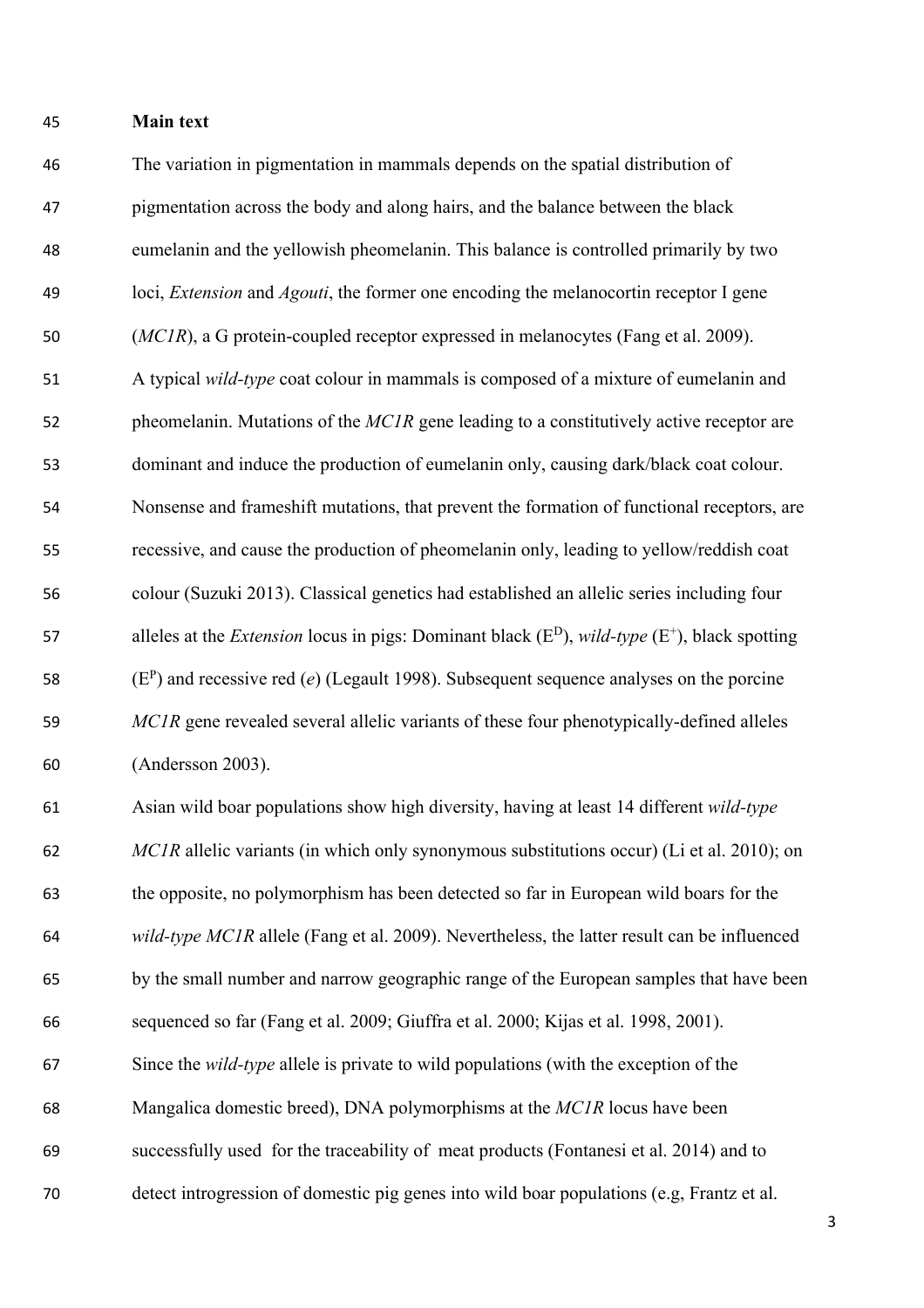## Main text

The variation in pigmentation in mammals depends on the spatial distribution of pigmentation across the body and along hairs, and the balance between the black eumelanin and the yellowish pheomelanin. This balance is controlled primarily by two loci, *Extension* and *Agouti*, the former one encoding the melanocortin receptor I gene (*MC1R*), a G protein-coupled receptor expressed in melanocytes (Fang et al. 2009). A typical *wild-type* coat colour in mammals is composed of a mixture of eumelanin and pheomelanin. Mutations of the *MC1R* gene leading to a constitutively active receptor are dominant and induce the production of eumelanin only, causing dark/black coat colour. Nonsense and frameshift mutations, that prevent the formation of functional receptors, are recessive, and cause the production of pheomelanin only, leading to yellow/reddish coat colour (Suzuki 2013). Classical genetics had established an allelic series including four alleles at the *Extension* locus in pigs: Dominant black ($E^D$), *wild-type* ($E^+$), black spotting ($E^P$) and recessive red (*e*) (Legault 1998). Subsequent sequence analyses on the porcine *MC1R* gene revealed several allelic variants of these four phenotypically-defined alleles (Andersson 2003).

Asian wild boar populations show high diversity, having at least 14 different *wild-type MC1R* allelic variants (in which only synonymous substitutions occur) (Li et al. 2010); on the opposite, no polymorphism has been detected so far in European wild boars for the *wild-type MC1R* allele (Fang et al. 2009). Nevertheless, the latter result can be influenced by the small number and narrow geographic range of the European samples that have been sequenced so far (Fang et al. 2009; Giuffra et al. 2000; Kijas et al. 1998, 2001).

Since the *wild-type* allele is private to wild populations (with the exception of the Mangalica domestic breed), DNA polymorphisms at the *MC1R* locus have been successfully used for the traceability of meat products (Fontanesi et al. 2014) and to detect introgression of domestic pig genes into wild boar populations (e.g, Frantz et al.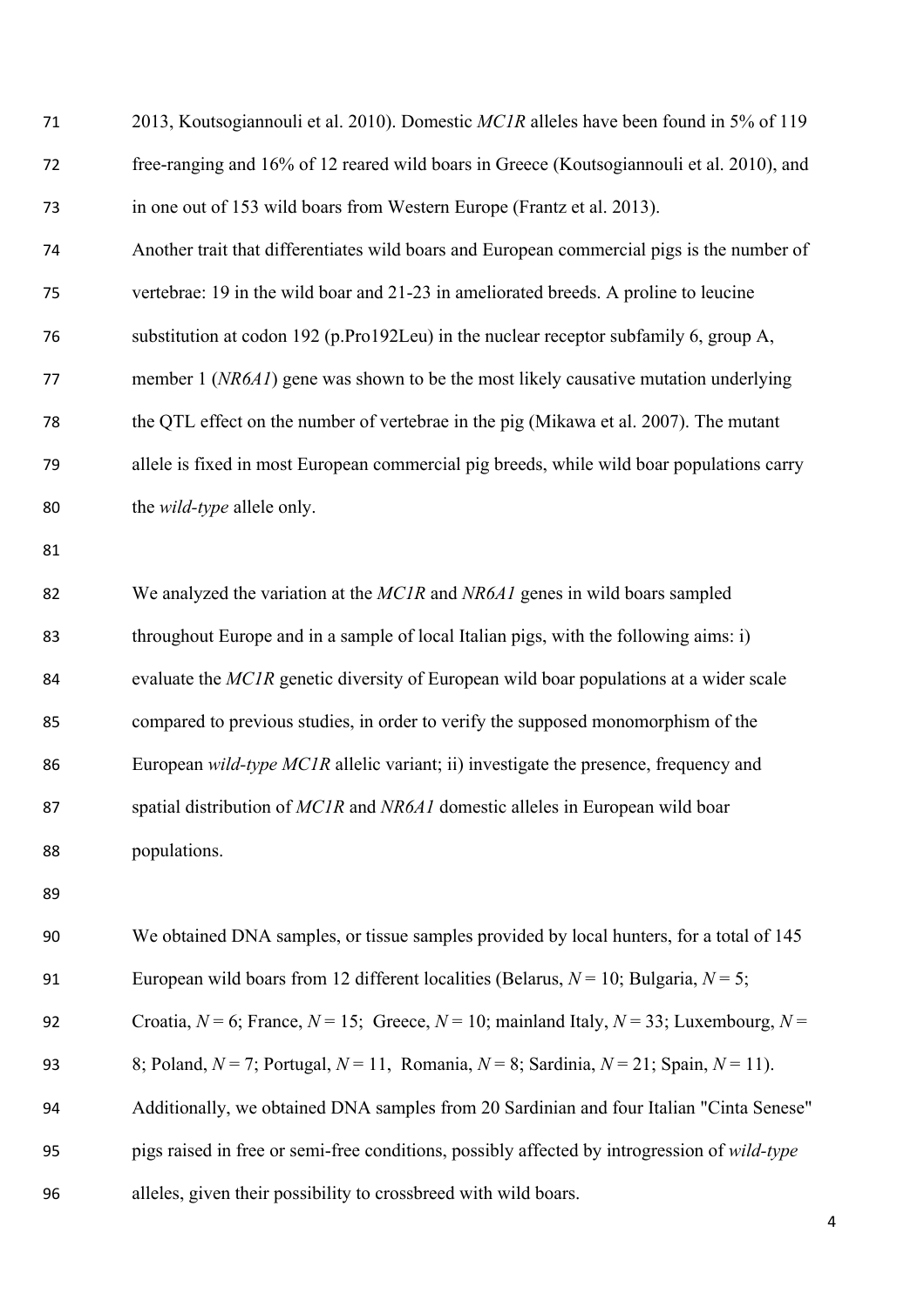2013, Koutsogiannouli et al. 2010). Domestic *MC1R* alleles have been found in 5% of 119 free-ranging and 16% of 12 reared wild boars in Greece (Koutsogiannouli et al. 2010), and in one out of 153 wild boars from Western Europe (Frantz et al. 2013).

Another trait that differentiates wild boars and European commercial pigs is the number of vertebrae: 19 in the wild boar and 21-23 in ameliorated breeds. A proline to leucine substitution at codon 192 (p.Pro192Leu) in the nuclear receptor subfamily 6, group A, member 1 (*NR6A1*) gene was shown to be the most likely causative mutation underlying the QTL effect on the number of vertebrae in the pig (Mikawa et al. 2007). The mutant allele is fixed in most European commercial pig breeds, while wild boar populations carry the *wild-type* allele only.

We analyzed the variation at the *MC1R* and *NR6A1* genes in wild boars sampled throughout Europe and in a sample of local Italian pigs, with the following aims: i) evaluate the *MC1R* genetic diversity of European wild boar populations at a wider scale compared to previous studies, in order to verify the supposed monomorphism of the European *wild-type MC1R* allelic variant; ii) investigate the presence, frequency and spatial distribution of *MC1R* and *NR6A1* domestic alleles in European wild boar populations.

We obtained DNA samples, or tissue samples provided by local hunters, for a total of 145 European wild boars from 12 different localities (Belarus, $N = 10$; Bulgaria, $N = 5$; Croatia, $N = 6$; France, $N = 15$; Greece, $N = 10$; mainland Italy, $N = 33$; Luxembourg, $N = 8$; Poland, $N = 7$; Portugal, $N = 11$, Romania, $N = 8$; Sardinia, $N = 21$; Spain, $N = 11$). Additionally, we obtained DNA samples from 20 Sardinian and four Italian "Cinta Senese" pigs raised in free or semi-free conditions, possibly affected by introgression of *wild-type* alleles, given their possibility to crossbreed with wild boars.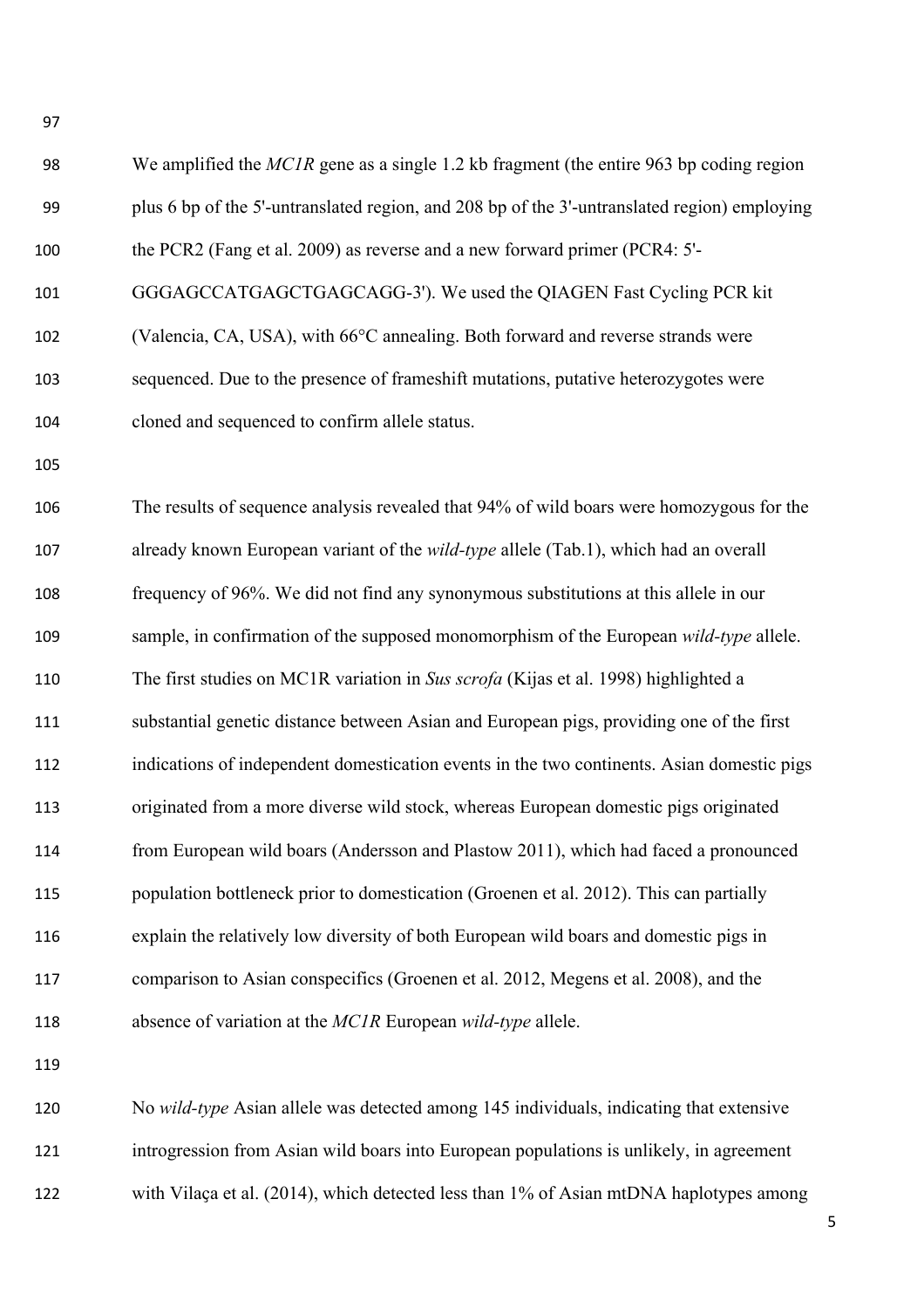We amplified the *MC1R* gene as a single 1.2 kb fragment (the entire 963 bp coding region plus 6 bp of the 5'-untranslated region, and 208 bp of the 3'-untranslated region) employing the PCR2 (Fang et al. 2009) as reverse and a new forward primer (PCR4: 5'-GGGAGCCATGAGCTGAGCAGG-3'). We used the QIAGEN Fast Cycling PCR kit (Valencia, CA, USA), with 66°C annealing. Both forward and reverse strands were sequenced. Due to the presence of frameshift mutations, putative heterozygotes were cloned and sequenced to confirm allele status.

The results of sequence analysis revealed that 94% of wild boars were homozygous for the already known European variant of the *wild-type* allele (Tab.1), which had an overall frequency of 96%. We did not find any synonymous substitutions at this allele in our sample, in confirmation of the supposed monomorphism of the European *wild-type* allele. The first studies on MC1R variation in *Sus scrofa* (Kijas et al. 1998) highlighted a substantial genetic distance between Asian and European pigs, providing one of the first indications of independent domestication events in the two continents. Asian domestic pigs originated from a more diverse wild stock, whereas European domestic pigs originated from European wild boars (Andersson and Plastow 2011), which had faced a pronounced population bottleneck prior to domestication (Groenen et al. 2012). This can partially explain the relatively low diversity of both European wild boars and domestic pigs in comparison to Asian conspecifics (Groenen et al. 2012, Megens et al. 2008), and the absence of variation at the *MC1R* European *wild-type* allele.

No *wild-type* Asian allele was detected among 145 individuals, indicating that extensive introgression from Asian wild boars into European populations is unlikely, in agreement with Vilaça et al. (2014), which detected less than 1% of Asian mtDNA haplotypes among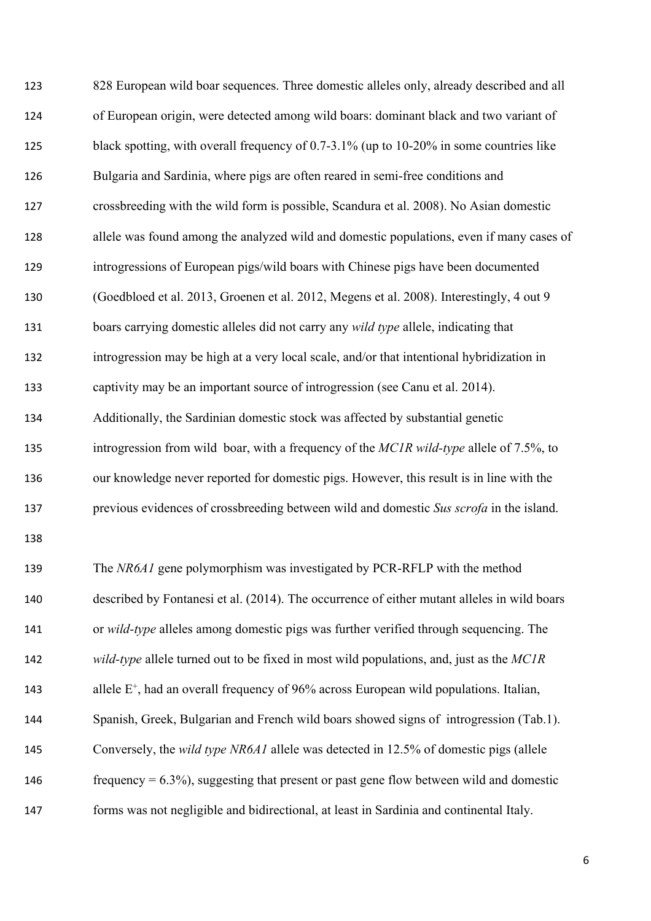828 European wild boar sequences. Three domestic alleles only, already described and all of European origin, were detected among wild boars: dominant black and two variant of black spotting, with overall frequency of 0.7-3.1% (up to 10-20% in some countries like Bulgaria and Sardinia, where pigs are often reared in semi-free conditions and crossbreeding with the wild form is possible, Scandura et al. 2008). No Asian domestic allele was found among the analyzed wild and domestic populations, even if many cases of introgressions of European pigs/wild boars with Chinese pigs have been documented (Goedbloed et al. 2013, Groenen et al. 2012, Megens et al. 2008). Interestingly, 4 out 9 boars carrying domestic alleles did not carry any *wild type* allele, indicating that introgression may be high at a very local scale, and/or that intentional hybridization in captivity may be an important source of introgression (see Canu et al. 2014). Additionally, the Sardinian domestic stock was affected by substantial genetic introgression from wild boar, with a frequency of the *MC1R wild-type* allele of 7.5%, to our knowledge never reported for domestic pigs. However, this result is in line with the previous evidences of crossbreeding between wild and domestic *Sus scrofa* in the island.

The *NR6A1* gene polymorphism was investigated by PCR-RFLP with the method described by Fontanesi et al. (2014). The occurrence of either mutant alleles in wild boars or *wild-type* alleles among domestic pigs was further verified through sequencing. The *wild-type* allele turned out to be fixed in most wild populations, and, just as the *MC1R* allele $E^+$, had an overall frequency of 96% across European wild populations. Italian, Spanish, Greek, Bulgarian and French wild boars showed signs of introgression (Tab.1). Conversely, the *wild type NR6A1* allele was detected in 12.5% of domestic pigs (allele frequency = 6.3%), suggesting that present or past gene flow between wild and domestic forms was not negligible and bidirectional, at least in Sardinia and continental Italy.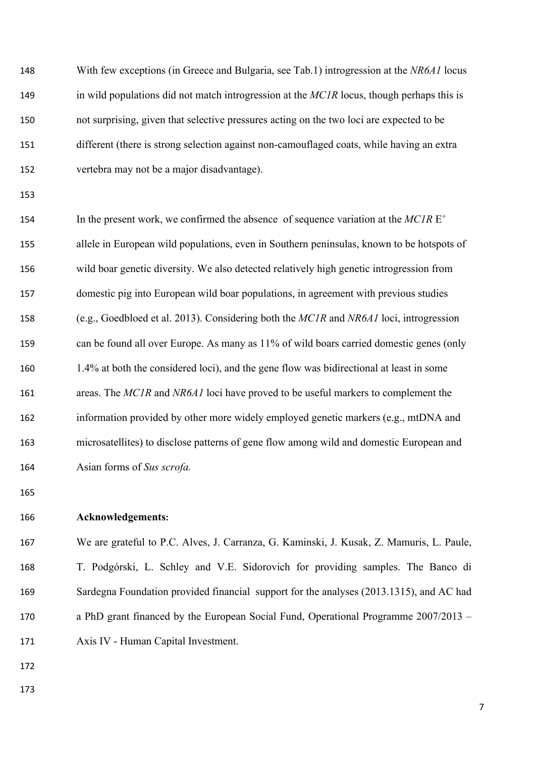With few exceptions (in Greece and Bulgaria, see Tab.1) introgression at the *NR6A1* locus in wild populations did not match introgression at the *MC1R* locus, though perhaps this is not surprising, given that selective pressures acting on the two loci are expected to be different (there is strong selection against non-camouflaged coats, while having an extra vertebra may not be a major disadvantage).

In the present work, we confirmed the absence of sequence variation at the *MC1R* $E^+$ allele in European wild populations, even in Southern peninsulas, known to be hotspots of wild boar genetic diversity. We also detected relatively high genetic introgression from domestic pig into European wild boar populations, in agreement with previous studies (e.g., Goedbloed et al. 2013). Considering both the *MC1R* and *NR6A1* loci, introgression can be found all over Europe. As many as 11% of wild boars carried domestic genes (only 1.4% at both the considered loci), and the gene flow was bidirectional at least in some areas. The *MC1R* and *NR6A1* loci have proved to be useful markers to complement the information provided by other more widely employed genetic markers (e.g., mtDNA and microsatellites) to disclose patterns of gene flow among wild and domestic European and Asian forms of *Sus scrofa.*

**Acknowledgements:**

We are grateful to P.C. Alves, J. Carranza, G. Kaminski, J. Kusak, Z. Mamuris, L. Paule, T. Podgórski, L. Schley and V.E. Sidorovich for providing samples. The Banco di Sardegna Foundation provided financial support for the analyses (2013.1315), and AC had a PhD grant financed by the European Social Fund, Operational Programme 2007/2013 – Axis IV - Human Capital Investment.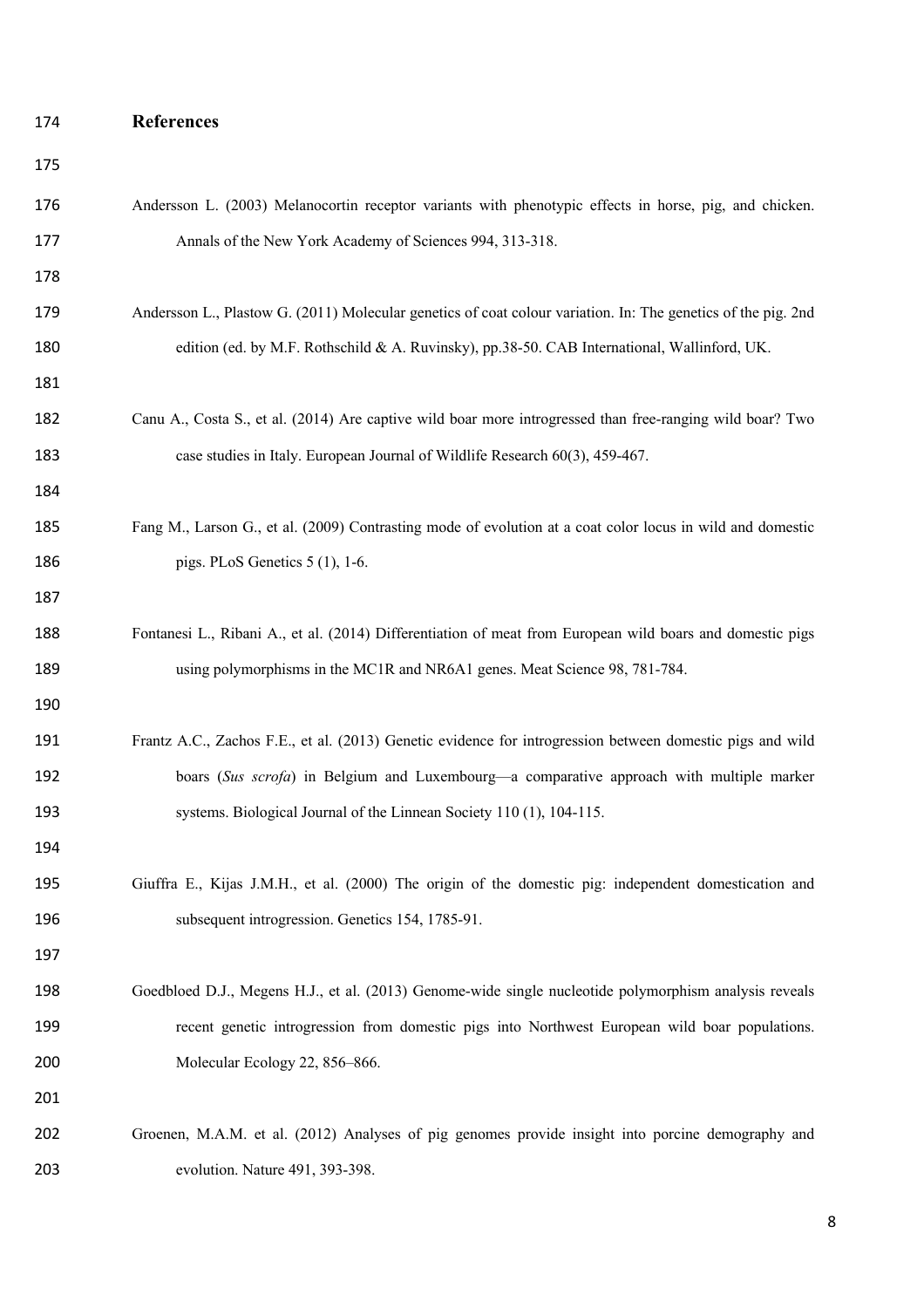## References

Andersson L. (2003) Melanocortin receptor variants with phenotypic effects in horse, pig, and chicken. Annals of the New York Academy of Sciences 994, 313-318.

Andersson L., Plastow G. (2011) Molecular genetics of coat colour variation. In: The genetics of the pig. 2nd edition (ed. by M.F. Rothschild & A. Ruvinsky), pp.38-50. CAB International, Wallinford, UK.

Canu A., Costa S., et al. (2014) Are captive wild boar more introgressed than free-ranging wild boar? Two case studies in Italy. European Journal of Wildlife Research 60(3), 459-467.

Fang M., Larson G., et al. (2009) Contrasting mode of evolution at a coat color locus in wild and domestic pigs. PLoS Genetics 5 (1), 1-6.

Fontanesi L., Ribani A., et al. (2014) Differentiation of meat from European wild boars and domestic pigs using polymorphisms in the MC1R and NR6A1 genes. Meat Science 98, 781-784.

Frantz A.C., Zachos F.E., et al. (2013) Genetic evidence for introgression between domestic pigs and wild boars (*Sus scrofa*) in Belgium and Luxembourg—a comparative approach with multiple marker systems. Biological Journal of the Linnean Society 110 (1), 104-115.

Giuffra E., Kijas J.M.H., et al. (2000) The origin of the domestic pig: independent domestication and subsequent introgression. Genetics 154, 1785-91.

Goedbloed D.J., Megens H.J., et al. (2013) Genome-wide single nucleotide polymorphism analysis reveals recent genetic introgression from domestic pigs into Northwest European wild boar populations. Molecular Ecology 22, 856–866.

Groenen, M.A.M. et al. (2012) Analyses of pig genomes provide insight into porcine demography and evolution. Nature 491, 393-398.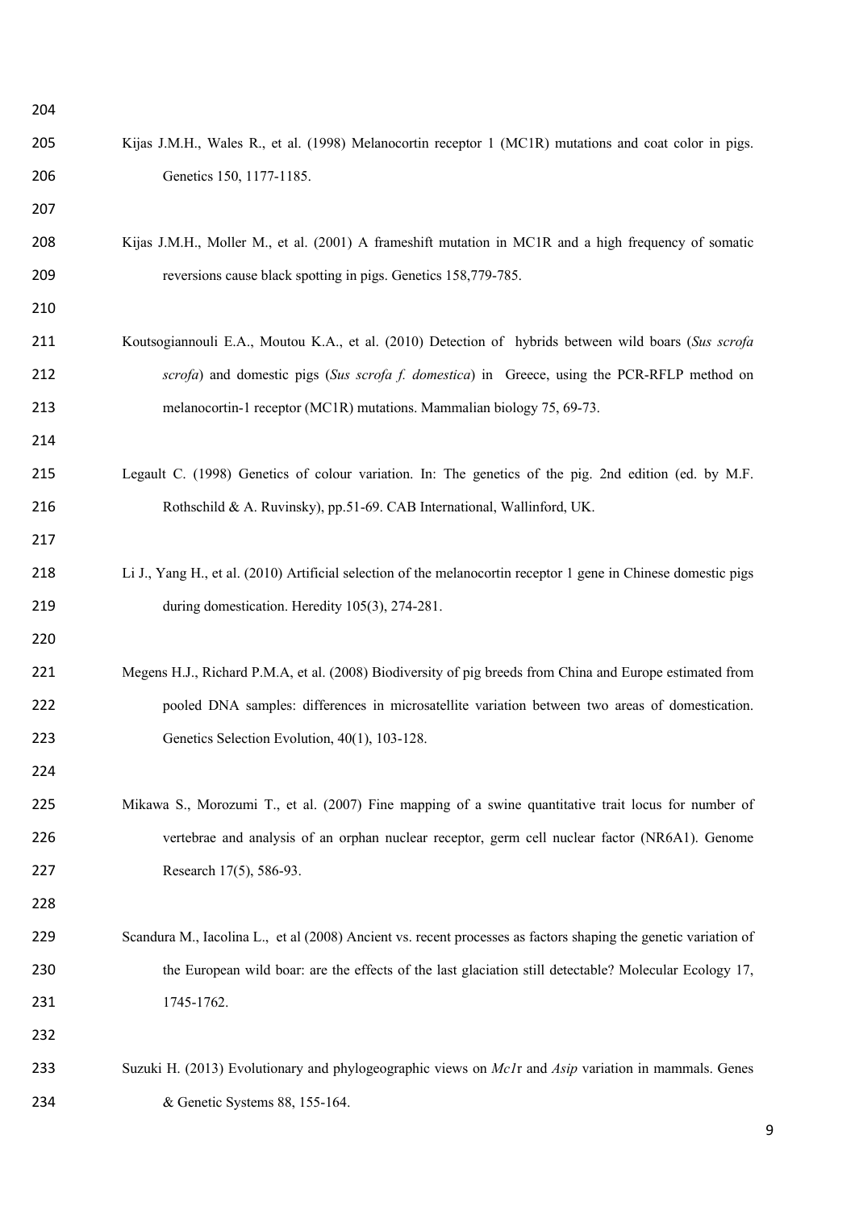Kijas J.M.H., Wales R., et al. (1998) Melanocortin receptor 1 (MC1R) mutations and coat color in pigs. Genetics 150, 1177-1185.

Kijas J.M.H., Moller M., et al. (2001) A frameshift mutation in MC1R and a high frequency of somatic reversions cause black spotting in pigs. Genetics 158,779-785.

Koutsogiannouli E.A., Moutou K.A., et al. (2010) Detection of hybrids between wild boars (*Sus scrofa scrofa*) and domestic pigs (*Sus scrofa f. domestica*) in Greece, using the PCR-RFLP method on melanocortin-1 receptor (MC1R) mutations. Mammalian biology 75, 69-73.

Legault C. (1998) Genetics of colour variation. In: The genetics of the pig. 2nd edition (ed. by M.F. Rothschild & A. Ruvinsky), pp.51-69. CAB International, Wallinford, UK.

Li J., Yang H., et al. (2010) Artificial selection of the melanocortin receptor 1 gene in Chinese domestic pigs during domestication. Heredity 105(3), 274-281.

Megens H.J., Richard P.M.A, et al. (2008) Biodiversity of pig breeds from China and Europe estimated from pooled DNA samples: differences in microsatellite variation between two areas of domestication. Genetics Selection Evolution, 40(1), 103-128.

Mikawa S., Morozumi T., et al. (2007) Fine mapping of a swine quantitative trait locus for number of vertebrae and analysis of an orphan nuclear receptor, germ cell nuclear factor (NR6A1). Genome Research 17(5), 586-93.

Scandura M., Iacolina L., et al (2008) Ancient vs. recent processes as factors shaping the genetic variation of the European wild boar: are the effects of the last glaciation still detectable? Molecular Ecology 17, 1745-1762.

Suzuki H. (2013) Evolutionary and phylogeographic views on *Mc1*r and *Asip* variation in mammals. Genes & Genetic Systems 88, 155-164.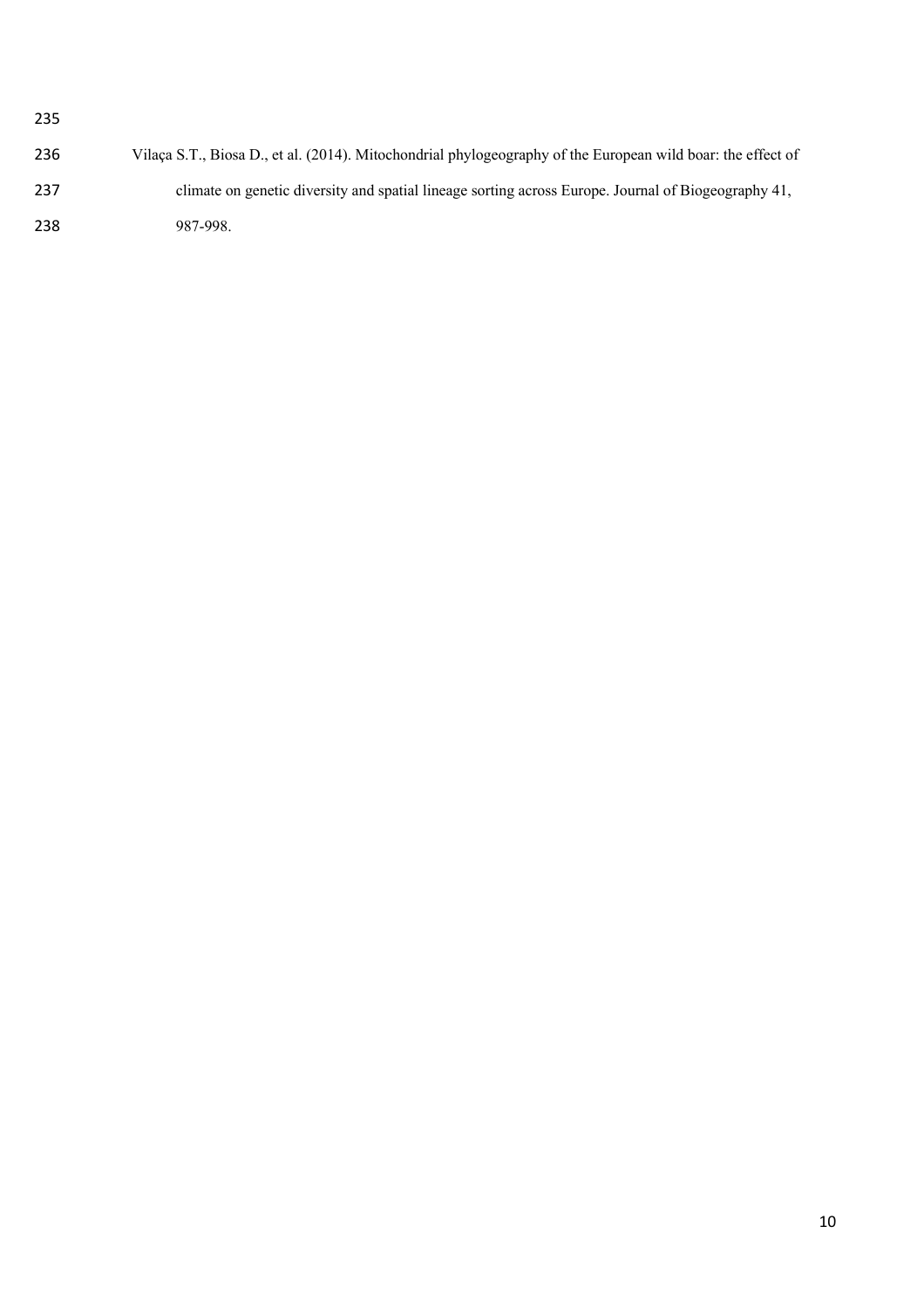Vilaça S.T., Biosa D., et al. (2014). Mitochondrial phylogeography of the European wild boar: the effect of climate on genetic diversity and spatial lineage sorting across Europe. Journal of Biogeography 41, 987-998.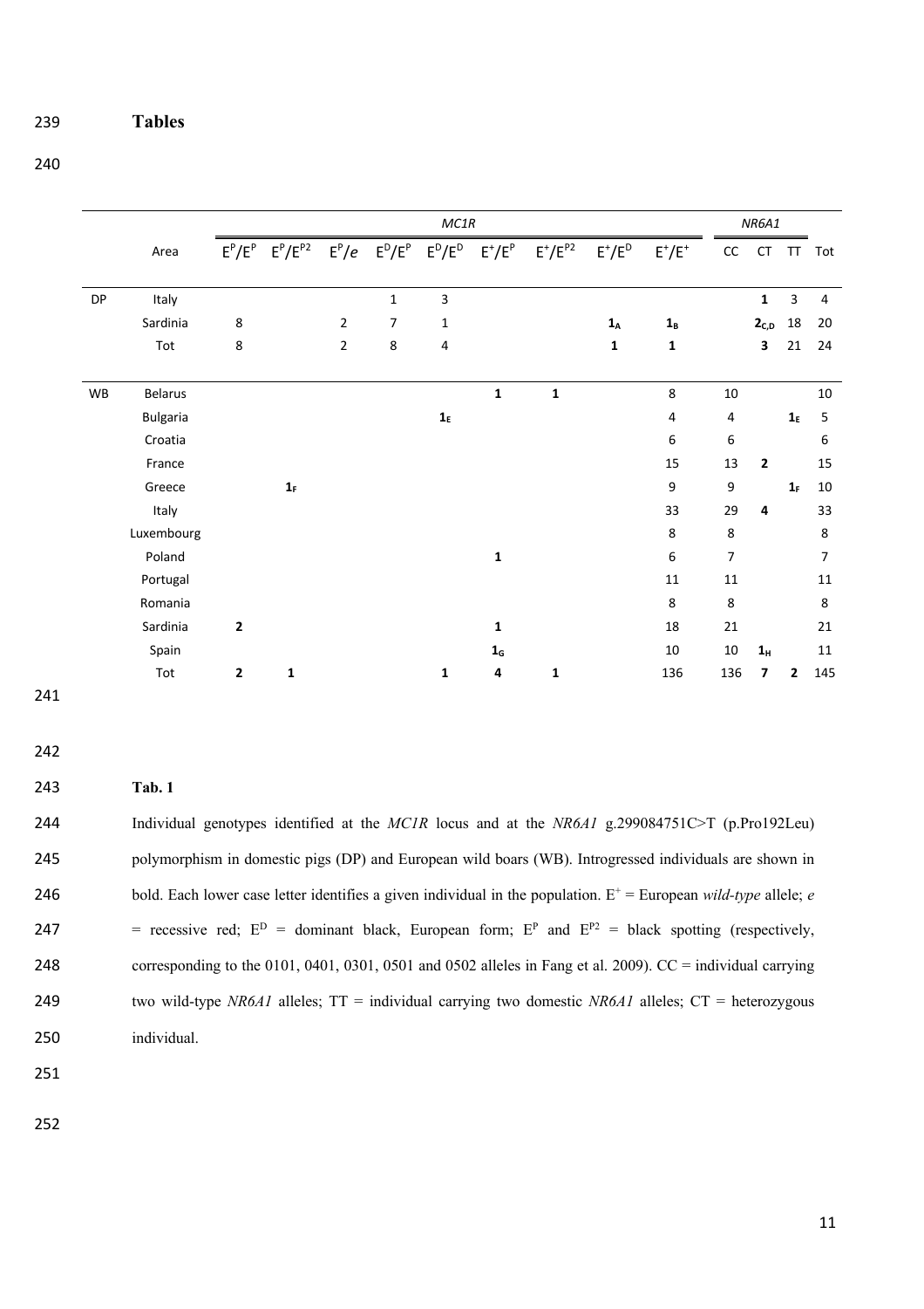# Tables

| | Area | *MC1R* | | | | | | | | | *NR6A1* | | | |
|---|---|---|---|---|---|---|---|---|---|---|---|---|---|---|
| | | $E^P/E^P$ | $E^P/E^{P2}$ | $E^P/e$ | $E^D/E^P$ | $E^D/E^D$ | $E^+/E^P$ | $E^+/E^{P2}$ | $E^+/E^D$ | $E^+/E^+$ | CC | CT | TT | Tot |
| DP | Italy | | | | 1 | 3 | | | | | | **1** | 3 | 4 |
| | Sardinia | 8 | | 2 | 7 | 1 | | | **1**$_A$ | **1**$_B$ | | **2**$_{C,D}$ | 18 | 20 |
| | Tot | 8 | | 2 | 8 | 4 | | | **1** | **1** | | **3** | 21 | 24 |
| WB | Belarus | | | | | | **1** | **1** | | 8 | 10 | | | 10 |
| | Bulgaria | | | | | **1**$_E$ | | | | 4 | 4 | | **1**$_E$ | 5 |
| | Croatia | | | | | | | | | 6 | 6 | | | 6 |
| | France | | | | | | | | | 15 | 13 | **2** | | 15 |
| | Greece | | **1**$_F$ | | | | | | | 9 | 9 | | **1**$_F$ | 10 |
| | Italy | | | | | | | | | 33 | 29 | **4** | | 33 |
| | Luxembourg | | | | | | | | | 8 | 8 | | | 8 |
| | Poland | | | | | | **1** | | | 6 | 7 | | | 7 |
| | Portugal | | | | | | | | | 11 | 11 | | | 11 |
| | Romania | | | | | | | | | 8 | 8 | | | 8 |
| | Sardinia | **2** | | | | | **1** | | | 18 | 21 | | | 21 |
| | Spain | | | | | | **1**$_G$ | | | 10 | 10 | **1**$_H$ | | 11 |
| | Tot | **2** | **1** | | | **1** | **4** | **1** | | 136 | 136 | **7** | **2** | 145 |

**Tab. 1**

Individual genotypes identified at the *MC1R* locus and at the *NR6A1* g.299084751C>T (p.Pro192Leu) polymorphism in domestic pigs (DP) and European wild boars (WB). Introgressed individuals are shown in bold. Each lower case letter identifies a given individual in the population. $E^+$ = European *wild-type* allele; *e* = recessive red; $E^D$ = dominant black, European form; $E^P$ and $E^{P2}$ = black spotting (respectively, corresponding to the 0101, 0401, 0301, 0501 and 0502 alleles in Fang et al. 2009). CC = individual carrying two wild-type *NR6A1* alleles; TT = individual carrying two domestic *NR6A1* alleles; CT = heterozygous individual.